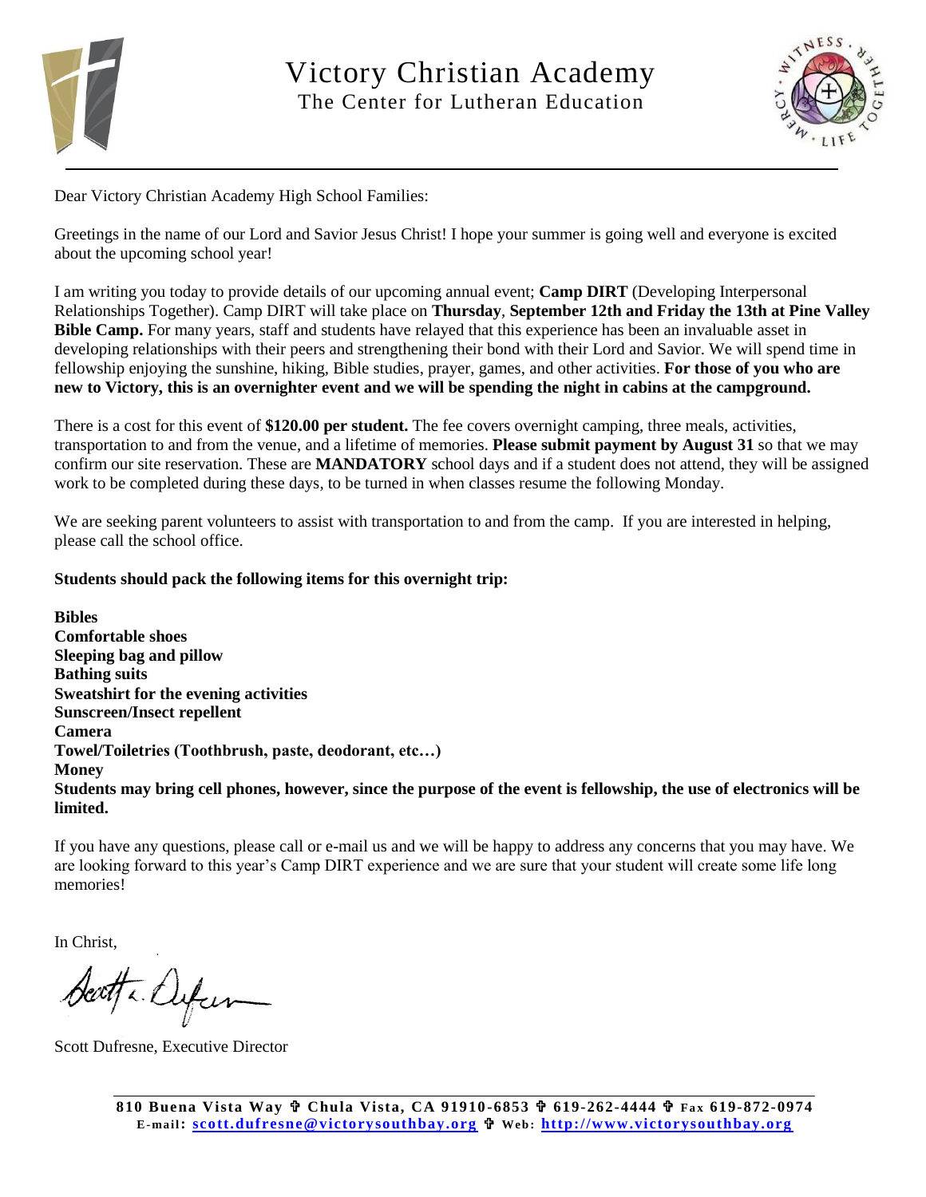# Victory Christian Academy

## The Center for Lutheran Education

Dear Victory Christian Academy High School Families:

Greetings in the name of our Lord and Savior Jesus Christ! I hope your summer is going well and everyone is excited about the upcoming school year!

I am writing you today to provide details of our upcoming annual event; **Camp DIRT** (Developing Interpersonal Relationships Together). Camp DIRT will take place on **Thursday**, **September 12th and Friday the 13th at Pine Valley Bible Camp.** For many years, staff and students have relayed that this experience has been an invaluable asset in developing relationships with their peers and strengthening their bond with their Lord and Savior. We will spend time in fellowship enjoying the sunshine, hiking, Bible studies, prayer, games, and other activities. **For those of you who are new to Victory, this is an overnighter event and we will be spending the night in cabins at the campground.**

There is a cost for this event of **$120.00 per student.** The fee covers overnight camping, three meals, activities, transportation to and from the venue, and a lifetime of memories. **Please submit payment by August 31** so that we may confirm our site reservation. These are **MANDATORY** school days and if a student does not attend, they will be assigned work to be completed during these days, to be turned in when classes resume the following Monday.

We are seeking parent volunteers to assist with transportation to and from the camp. If you are interested in helping, please call the school office.

**Students should pack the following items for this overnight trip:**

**Bibles**
**Comfortable shoes**
**Sleeping bag and pillow**
**Bathing suits**
**Sweatshirt for the evening activities**
**Sunscreen/Insect repellent**
**Camera**
**Towel/Toiletries (Toothbrush, paste, deodorant, etc…)**
**Money**
**Students may bring cell phones, however, since the purpose of the event is fellowship, the use of electronics will be limited.**

If you have any questions, please call or e-mail us and we will be happy to address any concerns that you may have. We are looking forward to this year's Camp DIRT experience and we are sure that your student will create some life long memories!

In Christ,

Scott Dufresne, Executive Director

**810 Buena Vista Way ✞ Chula Vista, CA 91910-6853 ✞ 619-262-4444 ✞ Fax 619-872-0974**
**E-mail: scott.dufresne@victorysouthbay.org ✞ Web: http://www.victorysouthbay.org**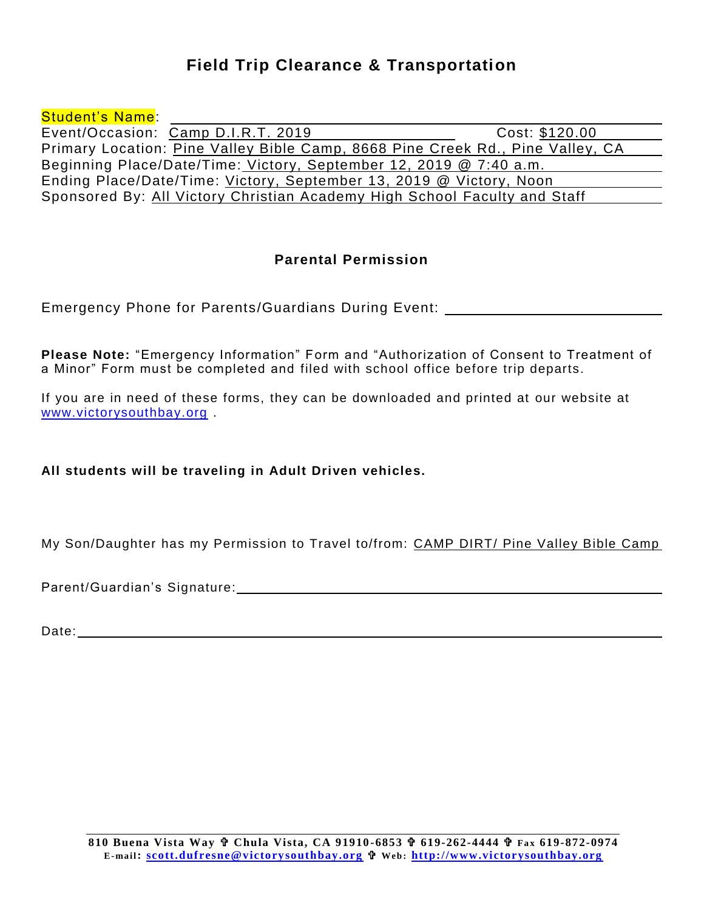# Field Trip Clearance & Transportation

Student's Name: ____________________________________________

Event/Occasion: Camp D.I.R.T. 2019 Cost: $120.00

Primary Location: Pine Valley Bible Camp, 8668 Pine Creek Rd., Pine Valley, CA

Beginning Place/Date/Time: Victory, September 12, 2019 @ 7:40 a.m.

Ending Place/Date/Time: Victory, September 13, 2019 @ Victory, Noon

Sponsored By: All Victory Christian Academy High School Faculty and Staff

## Parental Permission

Emergency Phone for Parents/Guardians During Event: ____________________________

**Please Note:** "Emergency Information" Form and "Authorization of Consent to Treatment of a Minor" Form must be completed and filed with school office before trip departs.

If you are in need of these forms, they can be downloaded and printed at our website at www.victorysouthbay.org .

**All students will be traveling in Adult Driven vehicles.**

My Son/Daughter has my Permission to Travel to/from: CAMP DIRT/ Pine Valley Bible Camp

Parent/Guardian's Signature: ____________________________________________

Date: ____________________________________________

**810 Buena Vista Way ✞ Chula Vista, CA 91910-6853 ✞ 619-262-4444 ✞ Fax 619-872-0974**
**E-mail: scott.dufresne@victorysouthbay.org ✞ Web: http://www.victorysouthbay.org**